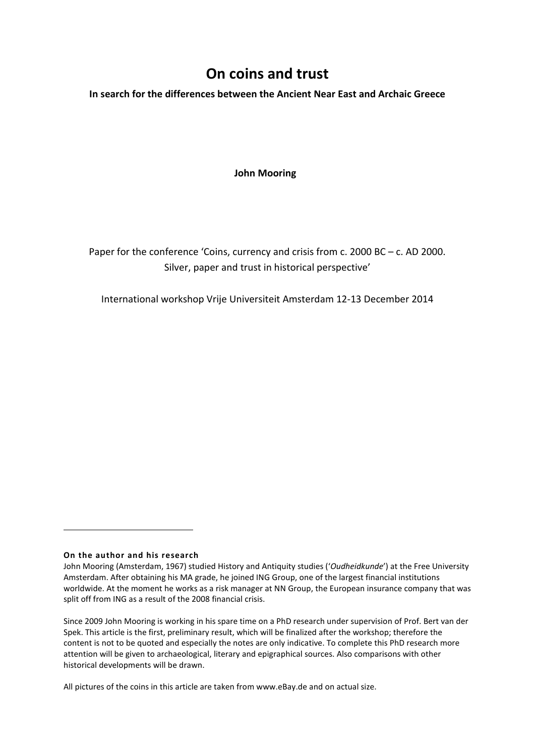# On coins and trust

**In search for the differences between the Ancient Near East and Archaic Greece**

**John Mooring**

Paper for the conference 'Coins, currency and crisis from c. 2000 BC – c. AD 2000. Silver, paper and trust in historical perspective'

International workshop Vrije Universiteit Amsterdam 12-13 December 2014

---

**On the author and his research**

John Mooring (Amsterdam, 1967) studied History and Antiquity studies ('*Oudheidkunde*') at the Free University Amsterdam. After obtaining his MA grade, he joined ING Group, one of the largest financial institutions worldwide. At the moment he works as a risk manager at NN Group, the European insurance company that was split off from ING as a result of the 2008 financial crisis.

Since 2009 John Mooring is working in his spare time on a PhD research under supervision of Prof. Bert van der Spek. This article is the first, preliminary result, which will be finalized after the workshop; therefore the content is not to be quoted and especially the notes are only indicative. To complete this PhD research more attention will be given to archaeological, literary and epigraphical sources. Also comparisons with other historical developments will be drawn.

All pictures of the coins in this article are taken from www.eBay.de and on actual size.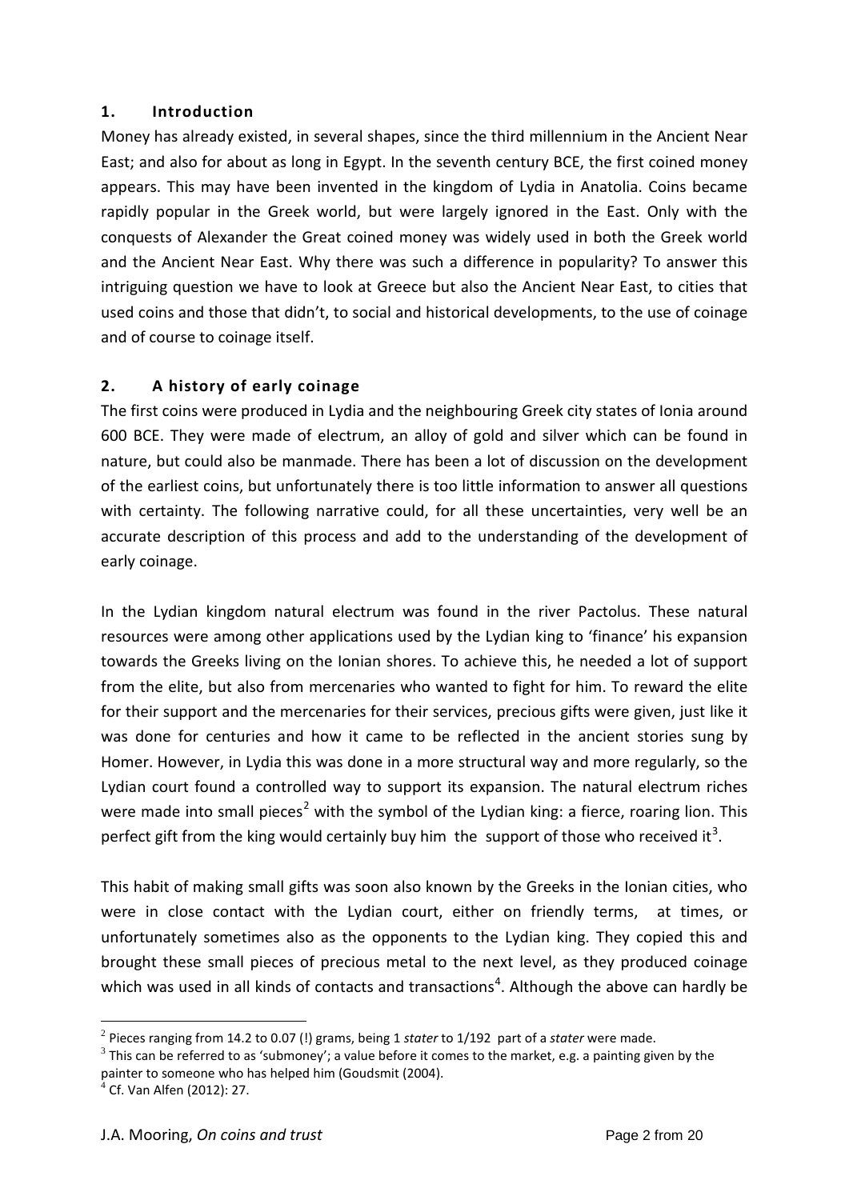## 1. Introduction

Money has already existed, in several shapes, since the third millennium in the Ancient Near East; and also for about as long in Egypt. In the seventh century BCE, the first coined money appears. This may have been invented in the kingdom of Lydia in Anatolia. Coins became rapidly popular in the Greek world, but were largely ignored in the East. Only with the conquests of Alexander the Great coined money was widely used in both the Greek world and the Ancient Near East. Why there was such a difference in popularity? To answer this intriguing question we have to look at Greece but also the Ancient Near East, to cities that used coins and those that didn't, to social and historical developments, to the use of coinage and of course to coinage itself.

## 2. A history of early coinage

The first coins were produced in Lydia and the neighbouring Greek city states of Ionia around 600 BCE. They were made of electrum, an alloy of gold and silver which can be found in nature, but could also be manmade. There has been a lot of discussion on the development of the earliest coins, but unfortunately there is too little information to answer all questions with certainty. The following narrative could, for all these uncertainties, very well be an accurate description of this process and add to the understanding of the development of early coinage.

In the Lydian kingdom natural electrum was found in the river Pactolus. These natural resources were among other applications used by the Lydian king to 'finance' his expansion towards the Greeks living on the Ionian shores. To achieve this, he needed a lot of support from the elite, but also from mercenaries who wanted to fight for him. To reward the elite for their support and the mercenaries for their services, precious gifts were given, just like it was done for centuries and how it came to be reflected in the ancient stories sung by Homer. However, in Lydia this was done in a more structural way and more regularly, so the Lydian court found a controlled way to support its expansion. The natural electrum riches were made into small pieces[2] with the symbol of the Lydian king: a fierce, roaring lion. This perfect gift from the king would certainly buy him the support of those who received it[3].

This habit of making small gifts was soon also known by the Greeks in the Ionian cities, who were in close contact with the Lydian court, either on friendly terms, at times, or unfortunately sometimes also as the opponents to the Lydian king. They copied this and brought these small pieces of precious metal to the next level, as they produced coinage which was used in all kinds of contacts and transactions[4]. Although the above can hardly be

---

[2] Pieces ranging from 14.2 to 0.07 (!) grams, being 1 *stater* to 1/192 part of a *stater* were made.

[3] This can be referred to as 'submoney'; a value before it comes to the market, e.g. a painting given by the painter to someone who has helped him (Goudsmit (2004).

[4] Cf. Van Alfen (2012): 27.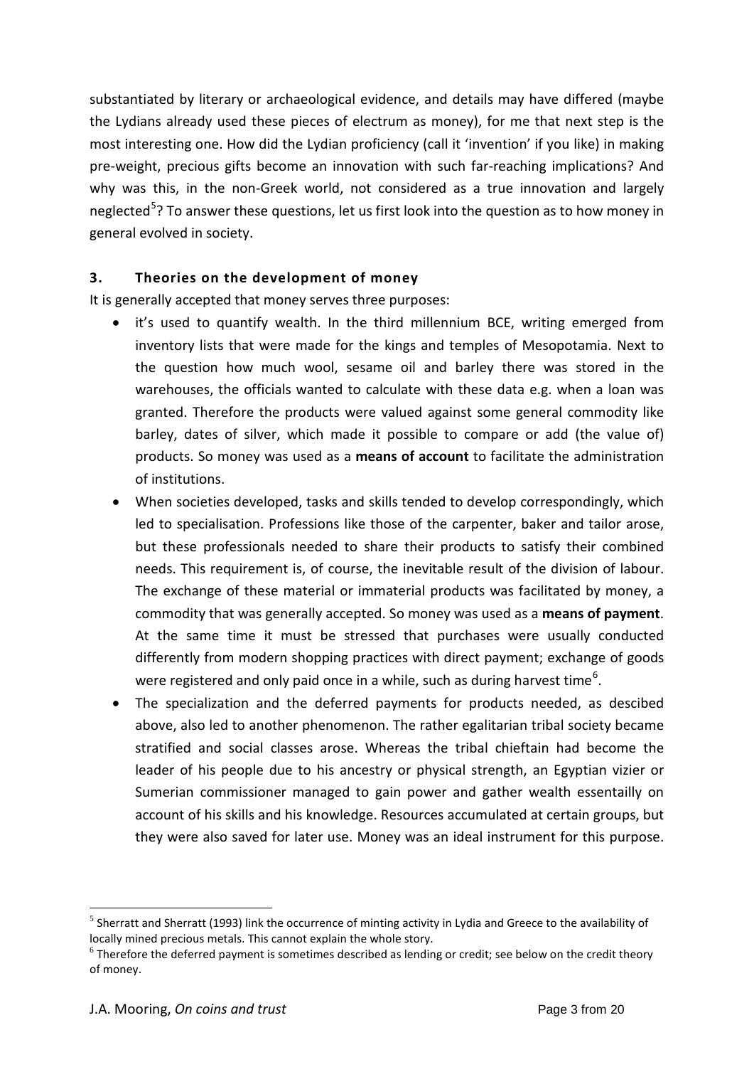substantiated by literary or archaeological evidence, and details may have differed (maybe the Lydians already used these pieces of electrum as money), for me that next step is the most interesting one. How did the Lydian proficiency (call it 'invention' if you like) in making pre-weight, precious gifts become an innovation with such far-reaching implications? And why was this, in the non-Greek world, not considered as a true innovation and largely neglected[5]? To answer these questions, let us first look into the question as to how money in general evolved in society.

### 3. Theories on the development of money

It is generally accepted that money serves three purposes:

- it's used to quantify wealth. In the third millennium BCE, writing emerged from inventory lists that were made for the kings and temples of Mesopotamia. Next to the question how much wool, sesame oil and barley there was stored in the warehouses, the officials wanted to calculate with these data e.g. when a loan was granted. Therefore the products were valued against some general commodity like barley, dates of silver, which made it possible to compare or add (the value of) products. So money was used as a **means of account** to facilitate the administration of institutions.
- When societies developed, tasks and skills tended to develop correspondingly, which led to specialisation. Professions like those of the carpenter, baker and tailor arose, but these professionals needed to share their products to satisfy their combined needs. This requirement is, of course, the inevitable result of the division of labour. The exchange of these material or immaterial products was facilitated by money, a commodity that was generally accepted. So money was used as a **means of payment**. At the same time it must be stressed that purchases were usually conducted differently from modern shopping practices with direct payment; exchange of goods were registered and only paid once in a while, such as during harvest time[6].
- The specialization and the deferred payments for products needed, as descibed above, also led to another phenomenon. The rather egalitarian tribal society became stratified and social classes arose. Whereas the tribal chieftain had become the leader of his people due to his ancestry or physical strength, an Egyptian vizier or Sumerian commissioner managed to gain power and gather wealth essentailly on account of his skills and his knowledge. Resources accumulated at certain groups, but they were also saved for later use. Money was an ideal instrument for this purpose.

---

[5] Sherratt and Sherratt (1993) link the occurrence of minting activity in Lydia and Greece to the availability of locally mined precious metals. This cannot explain the whole story.

[6] Therefore the deferred payment is sometimes described as lending or credit; see below on the credit theory of money.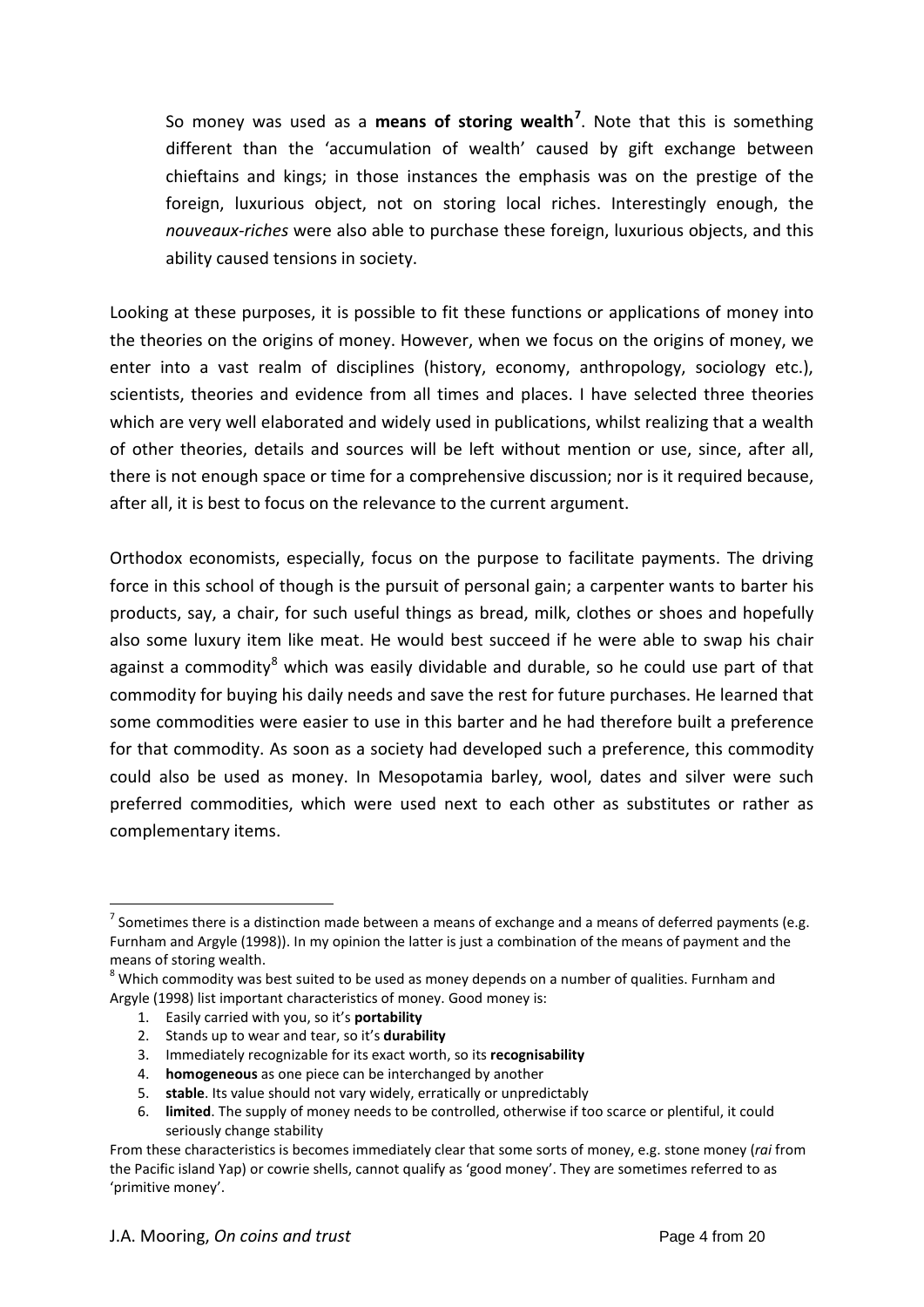So money was used as a **means of storing wealth**[7]. Note that this is something different than the 'accumulation of wealth' caused by gift exchange between chieftains and kings; in those instances the emphasis was on the prestige of the foreign, luxurious object, not on storing local riches. Interestingly enough, the *nouveaux-riches* were also able to purchase these foreign, luxurious objects, and this ability caused tensions in society.

Looking at these purposes, it is possible to fit these functions or applications of money into the theories on the origins of money. However, when we focus on the origins of money, we enter into a vast realm of disciplines (history, economy, anthropology, sociology etc.), scientists, theories and evidence from all times and places. I have selected three theories which are very well elaborated and widely used in publications, whilst realizing that a wealth of other theories, details and sources will be left without mention or use, since, after all, there is not enough space or time for a comprehensive discussion; nor is it required because, after all, it is best to focus on the relevance to the current argument.

Orthodox economists, especially, focus on the purpose to facilitate payments. The driving force in this school of though is the pursuit of personal gain; a carpenter wants to barter his products, say, a chair, for such useful things as bread, milk, clothes or shoes and hopefully also some luxury item like meat. He would best succeed if he were able to swap his chair against a commodity[8] which was easily dividable and durable, so he could use part of that commodity for buying his daily needs and save the rest for future purchases. He learned that some commodities were easier to use in this barter and he had therefore built a preference for that commodity. As soon as a society had developed such a preference, this commodity could also be used as money. In Mesopotamia barley, wool, dates and silver were such preferred commodities, which were used next to each other as substitutes or rather as complementary items.

---

[7] Sometimes there is a distinction made between a means of exchange and a means of deferred payments (e.g. Furnham and Argyle (1998)). In my opinion the latter is just a combination of the means of payment and the means of storing wealth.

[8] Which commodity was best suited to be used as money depends on a number of qualities. Furnham and Argyle (1998) list important characteristics of money. Good money is:

1. Easily carried with you, so it's **portability**
2. Stands up to wear and tear, so it's **durability**
3. Immediately recognizable for its exact worth, so its **recognisability**
4. **homogeneous** as one piece can be interchanged by another
5. **stable**. Its value should not vary widely, erratically or unpredictably
6. **limited**. The supply of money needs to be controlled, otherwise if too scarce or plentiful, it could seriously change stability

From these characteristics is becomes immediately clear that some sorts of money, e.g. stone money (*rai* from the Pacific island Yap) or cowrie shells, cannot qualify as 'good money'. They are sometimes referred to as 'primitive money'.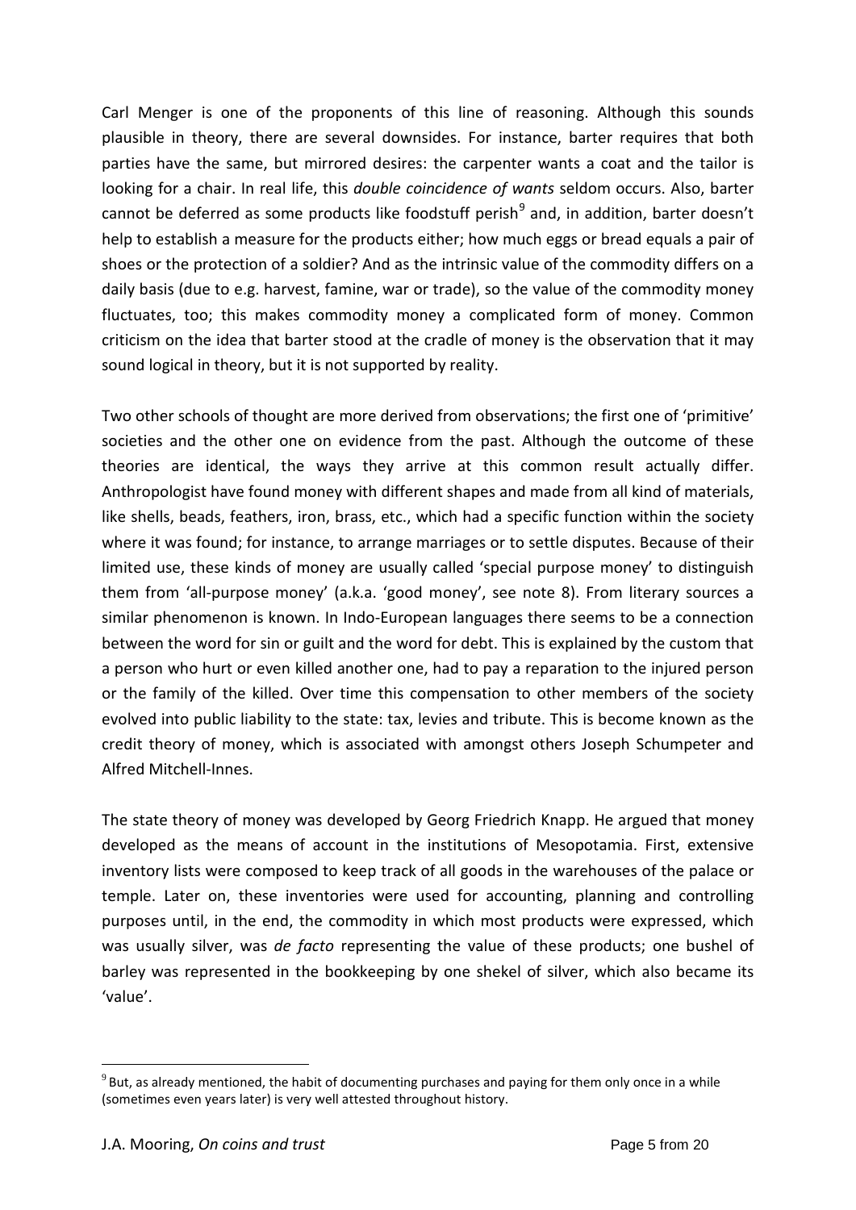Carl Menger is one of the proponents of this line of reasoning. Although this sounds plausible in theory, there are several downsides. For instance, barter requires that both parties have the same, but mirrored desires: the carpenter wants a coat and the tailor is looking for a chair. In real life, this *double coincidence of wants* seldom occurs. Also, barter cannot be deferred as some products like foodstuff perish[9] and, in addition, barter doesn't help to establish a measure for the products either; how much eggs or bread equals a pair of shoes or the protection of a soldier? And as the intrinsic value of the commodity differs on a daily basis (due to e.g. harvest, famine, war or trade), so the value of the commodity money fluctuates, too; this makes commodity money a complicated form of money. Common criticism on the idea that barter stood at the cradle of money is the observation that it may sound logical in theory, but it is not supported by reality.

Two other schools of thought are more derived from observations; the first one of 'primitive' societies and the other one on evidence from the past. Although the outcome of these theories are identical, the ways they arrive at this common result actually differ. Anthropologist have found money with different shapes and made from all kind of materials, like shells, beads, feathers, iron, brass, etc., which had a specific function within the society where it was found; for instance, to arrange marriages or to settle disputes. Because of their limited use, these kinds of money are usually called 'special purpose money' to distinguish them from 'all-purpose money' (a.k.a. 'good money', see note 8). From literary sources a similar phenomenon is known. In Indo-European languages there seems to be a connection between the word for sin or guilt and the word for debt. This is explained by the custom that a person who hurt or even killed another one, had to pay a reparation to the injured person or the family of the killed. Over time this compensation to other members of the society evolved into public liability to the state: tax, levies and tribute. This is become known as the credit theory of money, which is associated with amongst others Joseph Schumpeter and Alfred Mitchell-Innes.

The state theory of money was developed by Georg Friedrich Knapp. He argued that money developed as the means of account in the institutions of Mesopotamia. First, extensive inventory lists were composed to keep track of all goods in the warehouses of the palace or temple. Later on, these inventories were used for accounting, planning and controlling purposes until, in the end, the commodity in which most products were expressed, which was usually silver, was *de facto* representing the value of these products; one bushel of barley was represented in the bookkeeping by one shekel of silver, which also became its 'value'.

[9] But, as already mentioned, the habit of documenting purchases and paying for them only once in a while (sometimes even years later) is very well attested throughout history.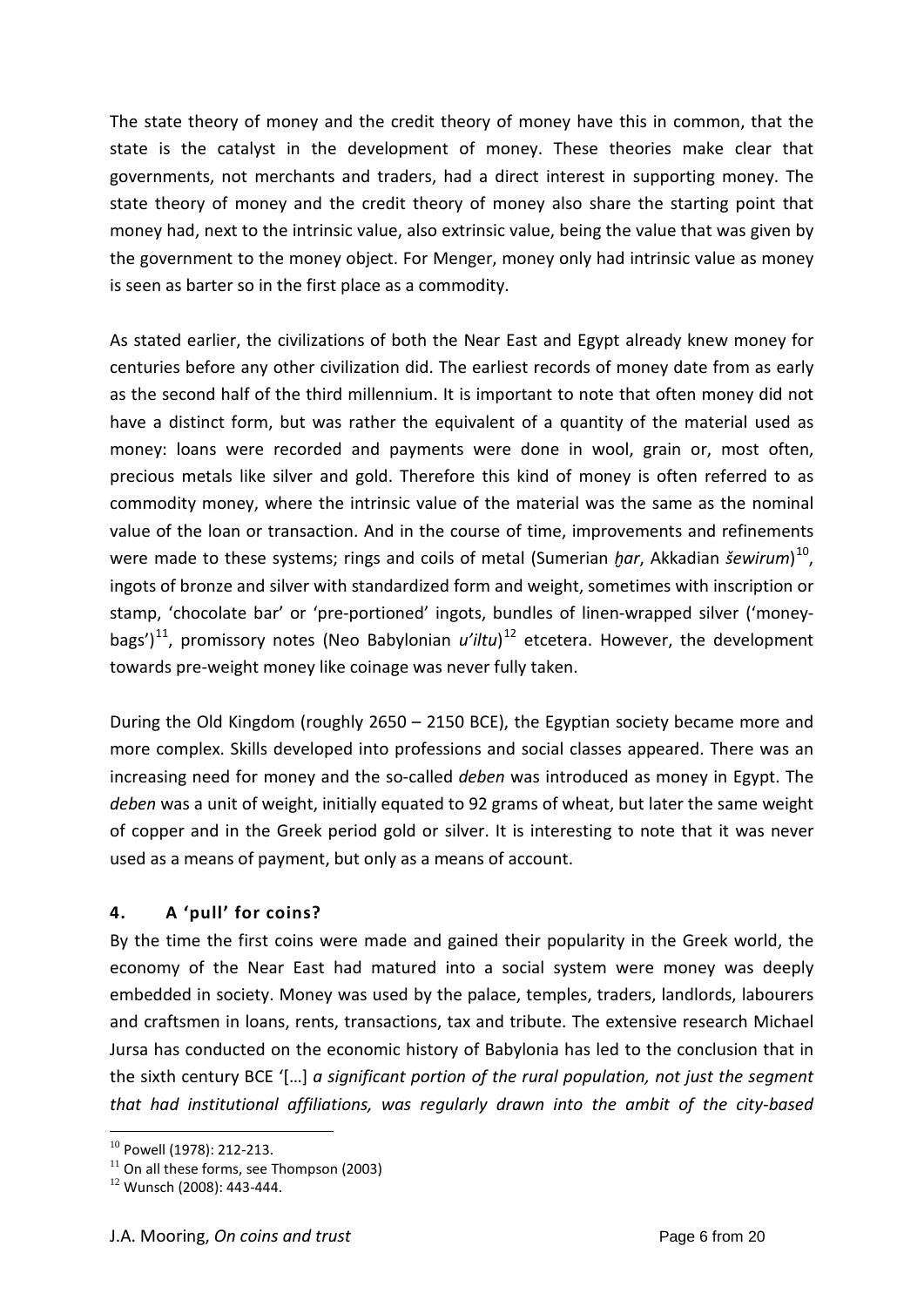The state theory of money and the credit theory of money have this in common, that the state is the catalyst in the development of money. These theories make clear that governments, not merchants and traders, had a direct interest in supporting money. The state theory of money and the credit theory of money also share the starting point that money had, next to the intrinsic value, also extrinsic value, being the value that was given by the government to the money object. For Menger, money only had intrinsic value as money is seen as barter so in the first place as a commodity.

As stated earlier, the civilizations of both the Near East and Egypt already knew money for centuries before any other civilization did. The earliest records of money date from as early as the second half of the third millennium. It is important to note that often money did not have a distinct form, but was rather the equivalent of a quantity of the material used as money: loans were recorded and payments were done in wool, grain or, most often, precious metals like silver and gold. Therefore this kind of money is often referred to as commodity money, where the intrinsic value of the material was the same as the nominal value of the loan or transaction. And in the course of time, improvements and refinements were made to these systems; rings and coils of metal (Sumerian *ḫar*, Akkadian *šewirum*)[10], ingots of bronze and silver with standardized form and weight, sometimes with inscription or stamp, 'chocolate bar' or 'pre-portioned' ingots, bundles of linen-wrapped silver ('money-bags')[11], promissory notes (Neo Babylonian *u'iltu*)[12] etcetera. However, the development towards pre-weight money like coinage was never fully taken.

During the Old Kingdom (roughly 2650 – 2150 BCE), the Egyptian society became more and more complex. Skills developed into professions and social classes appeared. There was an increasing need for money and the so-called *deben* was introduced as money in Egypt. The *deben* was a unit of weight, initially equated to 92 grams of wheat, but later the same weight of copper and in the Greek period gold or silver. It is interesting to note that it was never used as a means of payment, but only as a means of account.

## 4. A 'pull' for coins?

By the time the first coins were made and gained their popularity in the Greek world, the economy of the Near East had matured into a social system were money was deeply embedded in society. Money was used by the palace, temples, traders, landlords, labourers and craftsmen in loans, rents, transactions, tax and tribute. The extensive research Michael Jursa has conducted on the economic history of Babylonia has led to the conclusion that in the sixth century BCE '[…] *a significant portion of the rural population, not just the segment that had institutional affiliations, was regularly drawn into the ambit of the city-based*

---

[10] Powell (1978): 212-213.

[11] On all these forms, see Thompson (2003)

[12] Wunsch (2008): 443-444.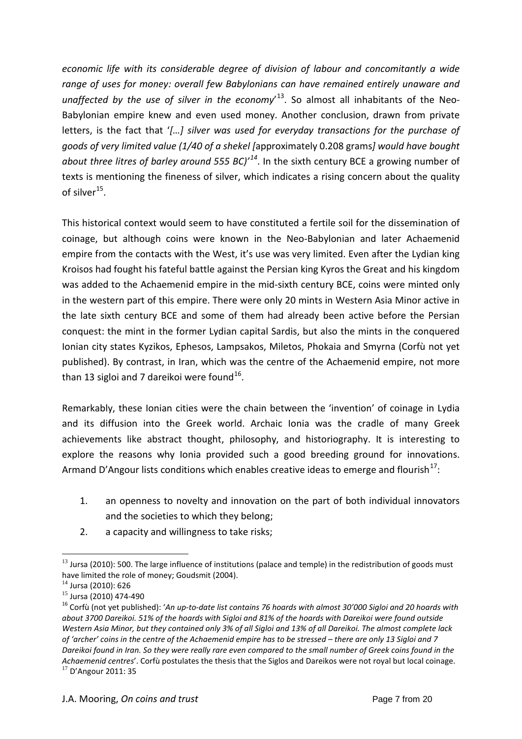*economic life with its considerable degree of division of labour and concomitantly a wide range of uses for money: overall few Babylonians can have remained entirely unaware and unaffected by the use of silver in the economy*'[13]. So almost all inhabitants of the Neo-Babylonian empire knew and even used money. Another conclusion, drawn from private letters, is the fact that '*[…] silver was used for everyday transactions for the purchase of goods of very limited value (1/40 of a shekel [*approximately 0.208 grams*] would have bought about three litres of barley around 555 BC)'*[14]. In the sixth century BCE a growing number of texts is mentioning the fineness of silver, which indicates a rising concern about the quality of silver[15].

This historical context would seem to have constituted a fertile soil for the dissemination of coinage, but although coins were known in the Neo-Babylonian and later Achaemenid empire from the contacts with the West, it's use was very limited. Even after the Lydian king Kroisos had fought his fateful battle against the Persian king Kyros the Great and his kingdom was added to the Achaemenid empire in the mid-sixth century BCE, coins were minted only in the western part of this empire. There were only 20 mints in Western Asia Minor active in the late sixth century BCE and some of them had already been active before the Persian conquest: the mint in the former Lydian capital Sardis, but also the mints in the conquered Ionian city states Kyzikos, Ephesos, Lampsakos, Miletos, Phokaia and Smyrna (Corfù not yet published). By contrast, in Iran, which was the centre of the Achaemenid empire, not more than 13 sigloi and 7 dareikoi were found[16].

Remarkably, these Ionian cities were the chain between the 'invention' of coinage in Lydia and its diffusion into the Greek world. Archaic Ionia was the cradle of many Greek achievements like abstract thought, philosophy, and historiography. It is interesting to explore the reasons why Ionia provided such a good breeding ground for innovations. Armand D'Angour lists conditions which enables creative ideas to emerge and flourish[17]:

1. an openness to novelty and innovation on the part of both individual innovators and the societies to which they belong;
2. a capacity and willingness to take risks;

---

[13] Jursa (2010): 500. The large influence of institutions (palace and temple) in the redistribution of goods must have limited the role of money; Goudsmit (2004).

[14] Jursa (2010): 626

[15] Jursa (2010) 474-490

[16] Corfù (not yet published): '*An up-to-date list contains 76 hoards with almost 30'000 Sigloi and 20 hoards with about 3700 Dareikoi. 51% of the hoards with Sigloi and 81% of the hoards with Dareikoi were found outside Western Asia Minor, but they contained only 3% of all Sigloi and 13% of all Dareikoi. The almost complete lack of 'archer' coins in the centre of the Achaemenid empire has to be stressed – there are only 13 Sigloi and 7 Dareikoi found in Iran. So they were really rare even compared to the small number of Greek coins found in the Achaemenid centres*'. Corfù postulates the thesis that the Siglos and Dareikos were not royal but local coinage.

[17] D'Angour 2011: 35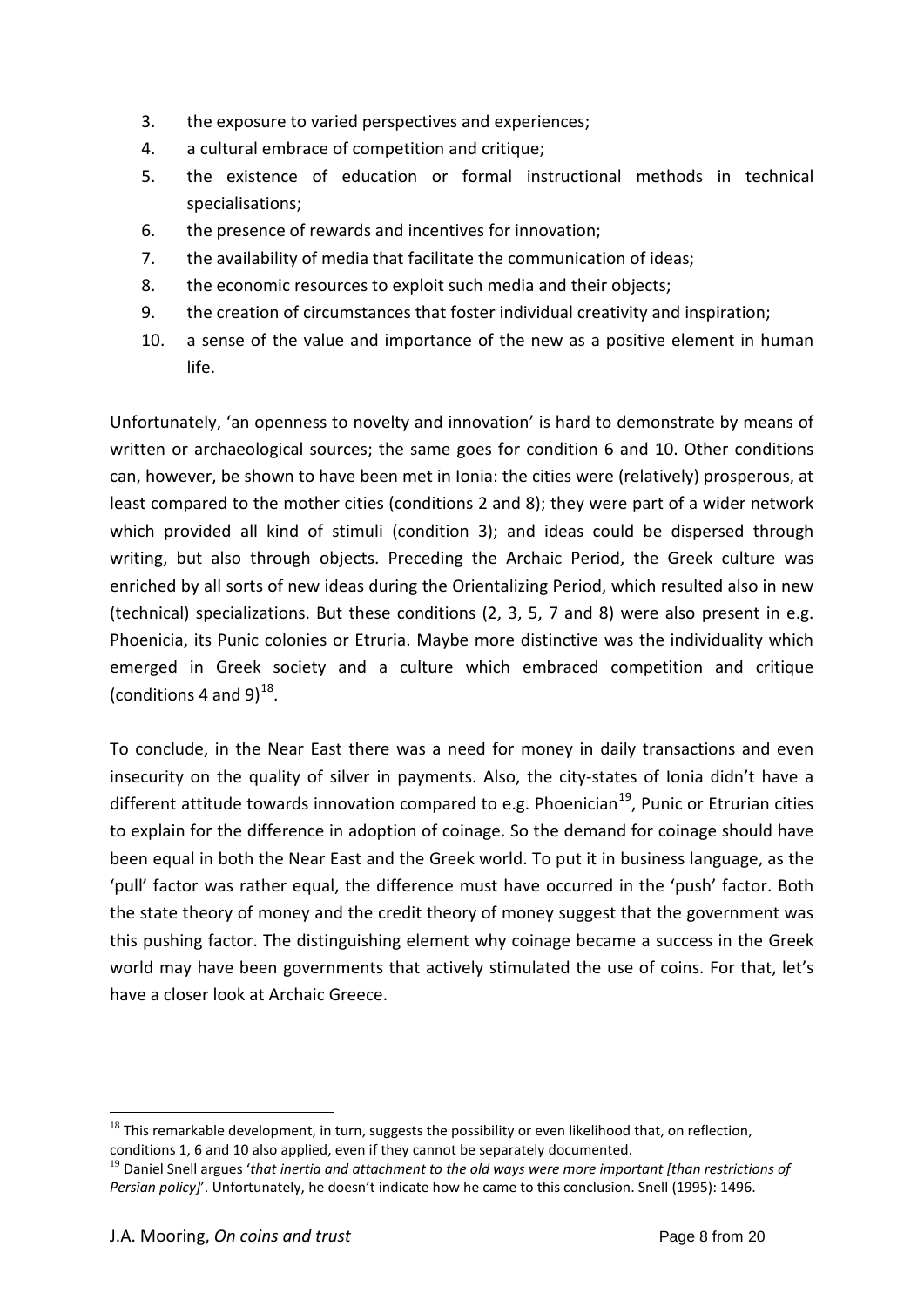3. the exposure to varied perspectives and experiences;
4. a cultural embrace of competition and critique;
5. the existence of education or formal instructional methods in technical specialisations;
6. the presence of rewards and incentives for innovation;
7. the availability of media that facilitate the communication of ideas;
8. the economic resources to exploit such media and their objects;
9. the creation of circumstances that foster individual creativity and inspiration;
10. a sense of the value and importance of the new as a positive element in human life.

Unfortunately, 'an openness to novelty and innovation' is hard to demonstrate by means of written or archaeological sources; the same goes for condition 6 and 10. Other conditions can, however, be shown to have been met in Ionia: the cities were (relatively) prosperous, at least compared to the mother cities (conditions 2 and 8); they were part of a wider network which provided all kind of stimuli (condition 3); and ideas could be dispersed through writing, but also through objects. Preceding the Archaic Period, the Greek culture was enriched by all sorts of new ideas during the Orientalizing Period, which resulted also in new (technical) specializations. But these conditions (2, 3, 5, 7 and 8) were also present in e.g. Phoenicia, its Punic colonies or Etruria. Maybe more distinctive was the individuality which emerged in Greek society and a culture which embraced competition and critique (conditions 4 and 9)[18].

To conclude, in the Near East there was a need for money in daily transactions and even insecurity on the quality of silver in payments. Also, the city-states of Ionia didn't have a different attitude towards innovation compared to e.g. Phoenician[19], Punic or Etrurian cities to explain for the difference in adoption of coinage. So the demand for coinage should have been equal in both the Near East and the Greek world. To put it in business language, as the 'pull' factor was rather equal, the difference must have occurred in the 'push' factor. Both the state theory of money and the credit theory of money suggest that the government was this pushing factor. The distinguishing element why coinage became a success in the Greek world may have been governments that actively stimulated the use of coins. For that, let's have a closer look at Archaic Greece.

---

[18] This remarkable development, in turn, suggests the possibility or even likelihood that, on reflection, conditions 1, 6 and 10 also applied, even if they cannot be separately documented.

[19] Daniel Snell argues '*that inertia and attachment to the old ways were more important [than restrictions of Persian policy]*'. Unfortunately, he doesn't indicate how he came to this conclusion. Snell (1995): 1496.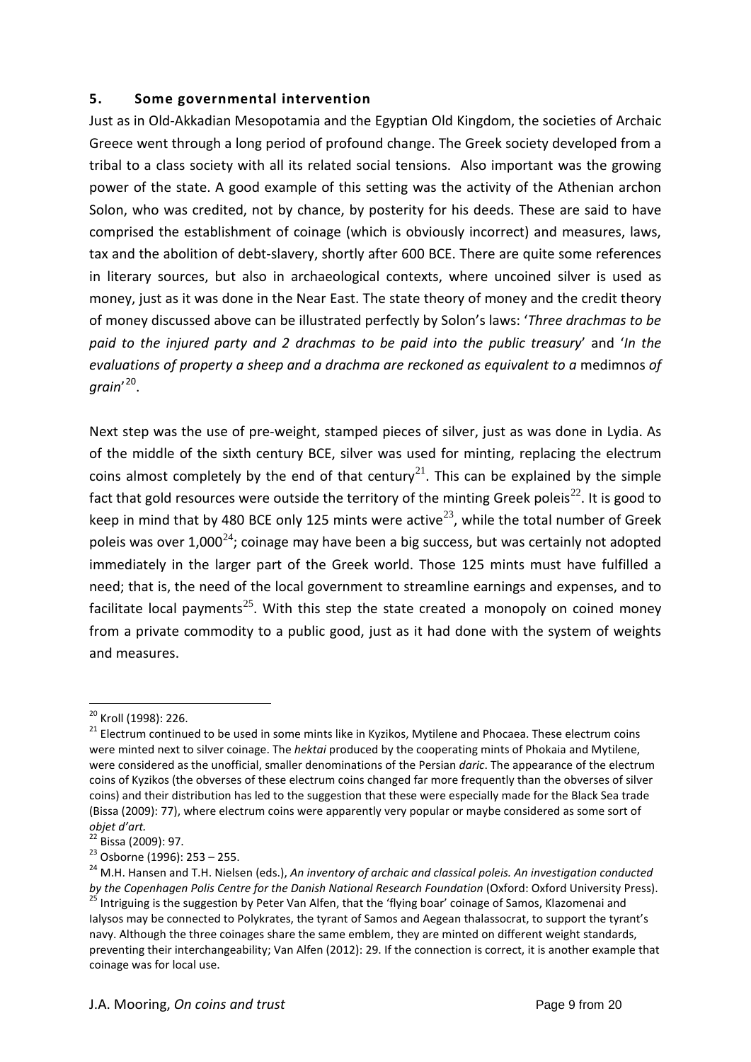## 5. Some governmental intervention

Just as in Old-Akkadian Mesopotamia and the Egyptian Old Kingdom, the societies of Archaic Greece went through a long period of profound change. The Greek society developed from a tribal to a class society with all its related social tensions. Also important was the growing power of the state. A good example of this setting was the activity of the Athenian archon Solon, who was credited, not by chance, by posterity for his deeds. These are said to have comprised the establishment of coinage (which is obviously incorrect) and measures, laws, tax and the abolition of debt-slavery, shortly after 600 BCE. There are quite some references in literary sources, but also in archaeological contexts, where uncoined silver is used as money, just as it was done in the Near East. The state theory of money and the credit theory of money discussed above can be illustrated perfectly by Solon's laws: '*Three drachmas to be paid to the injured party and 2 drachmas to be paid into the public treasury*' and '*In the evaluations of property a sheep and a drachma are reckoned as equivalent to a* medimnos *of grain*'[20].

Next step was the use of pre-weight, stamped pieces of silver, just as was done in Lydia. As of the middle of the sixth century BCE, silver was used for minting, replacing the electrum coins almost completely by the end of that century[21]. This can be explained by the simple fact that gold resources were outside the territory of the minting Greek poleis[22]. It is good to keep in mind that by 480 BCE only 125 mints were active[23], while the total number of Greek poleis was over 1,000[24]; coinage may have been a big success, but was certainly not adopted immediately in the larger part of the Greek world. Those 125 mints must have fulfilled a need; that is, the need of the local government to streamline earnings and expenses, and to facilitate local payments[25]. With this step the state created a monopoly on coined money from a private commodity to a public good, just as it had done with the system of weights and measures.

---

[20] Kroll (1998): 226.

[21] Electrum continued to be used in some mints like in Kyzikos, Mytilene and Phocaea. These electrum coins were minted next to silver coinage. The *hektai* produced by the cooperating mints of Phokaia and Mytilene, were considered as the unofficial, smaller denominations of the Persian *daric*. The appearance of the electrum coins of Kyzikos (the obverses of these electrum coins changed far more frequently than the obverses of silver coins) and their distribution has led to the suggestion that these were especially made for the Black Sea trade (Bissa (2009): 77), where electrum coins were apparently very popular or maybe considered as some sort of *objet d'art.*

[22] Bissa (2009): 97.

[23] Osborne (1996): 253 – 255.

[24] M.H. Hansen and T.H. Nielsen (eds.), *An inventory of archaic and classical poleis. An investigation conducted by the Copenhagen Polis Centre for the Danish National Research Foundation* (Oxford: Oxford University Press).

[25] Intriguing is the suggestion by Peter Van Alfen, that the 'flying boar' coinage of Samos, Klazomenai and Ialysos may be connected to Polykrates, the tyrant of Samos and Aegean thalassocrat, to support the tyrant's navy. Although the three coinages share the same emblem, they are minted on different weight standards, preventing their interchangeability; Van Alfen (2012): 29. If the connection is correct, it is another example that coinage was for local use.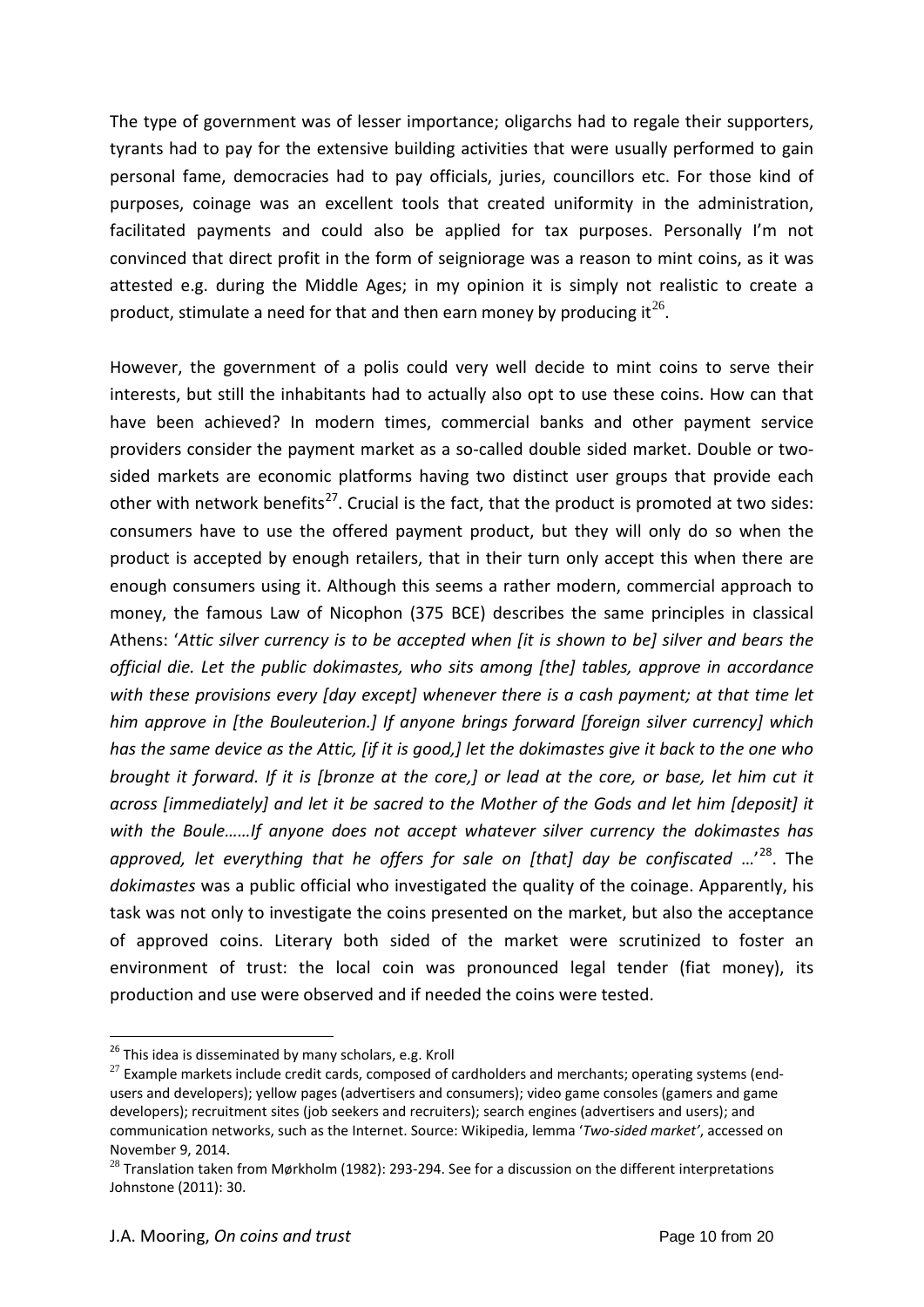The type of government was of lesser importance; oligarchs had to regale their supporters, tyrants had to pay for the extensive building activities that were usually performed to gain personal fame, democracies had to pay officials, juries, councillors etc. For those kind of purposes, coinage was an excellent tools that created uniformity in the administration, facilitated payments and could also be applied for tax purposes. Personally I'm not convinced that direct profit in the form of seigniorage was a reason to mint coins, as it was attested e.g. during the Middle Ages; in my opinion it is simply not realistic to create a product, stimulate a need for that and then earn money by producing it[26].

However, the government of a polis could very well decide to mint coins to serve their interests, but still the inhabitants had to actually also opt to use these coins. How can that have been achieved? In modern times, commercial banks and other payment service providers consider the payment market as a so-called double sided market. Double or two-sided markets are economic platforms having two distinct user groups that provide each other with network benefits[27]. Crucial is the fact, that the product is promoted at two sides: consumers have to use the offered payment product, but they will only do so when the product is accepted by enough retailers, that in their turn only accept this when there are enough consumers using it. Although this seems a rather modern, commercial approach to money, the famous Law of Nicophon (375 BCE) describes the same principles in classical Athens: '*Attic silver currency is to be accepted when [it is shown to be] silver and bears the official die. Let the public dokimastes, who sits among [the] tables, approve in accordance with these provisions every [day except] whenever there is a cash payment; at that time let him approve in [the Bouleuterion.] If anyone brings forward [foreign silver currency] which has the same device as the Attic, [if it is good,] let the dokimastes give it back to the one who brought it forward. If it is [bronze at the core,] or lead at the core, or base, let him cut it across [immediately] and let it be sacred to the Mother of the Gods and let him [deposit] it with the Boule……If anyone does not accept whatever silver currency the dokimastes has approved, let everything that he offers for sale on [that] day be confiscated* …'[28]. The *dokimastes* was a public official who investigated the quality of the coinage. Apparently, his task was not only to investigate the coins presented on the market, but also the acceptance of approved coins. Literary both sided of the market were scrutinized to foster an environment of trust: the local coin was pronounced legal tender (fiat money), its production and use were observed and if needed the coins were tested.

---

[26] This idea is disseminated by many scholars, e.g. Kroll

[27] Example markets include credit cards, composed of cardholders and merchants; operating systems (end-users and developers); yellow pages (advertisers and consumers); video game consoles (gamers and game developers); recruitment sites (job seekers and recruiters); search engines (advertisers and users); and communication networks, such as the Internet. Source: Wikipedia, lemma '*Two-sided market*', accessed on November 9, 2014.

[28] Translation taken from Mørkholm (1982): 293-294. See for a discussion on the different interpretations Johnstone (2011): 30.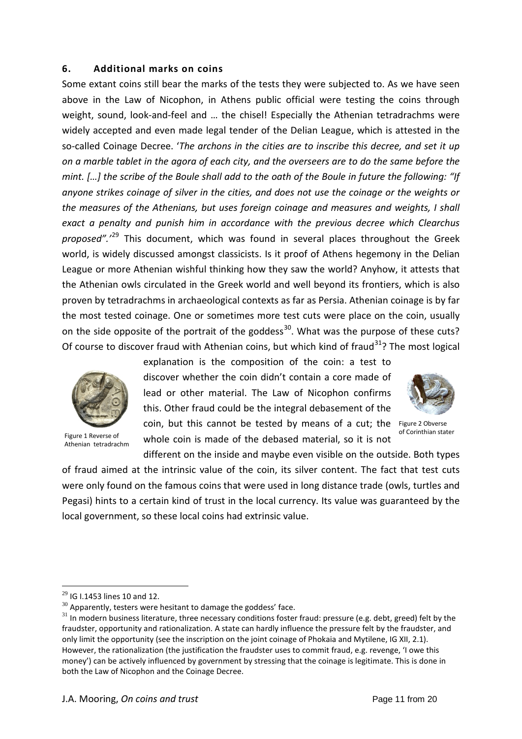## 6. Additional marks on coins

Some extant coins still bear the marks of the tests they were subjected to. As we have seen above in the Law of Nicophon, in Athens public official were testing the coins through weight, sound, look-and-feel and … the chisel! Especially the Athenian tetradrachms were widely accepted and even made legal tender of the Delian League, which is attested in the so-called Coinage Decree. '*The archons in the cities are to inscribe this decree, and set it up on a marble tablet in the agora of each city, and the overseers are to do the same before the mint. […] the scribe of the Boule shall add to the oath of the Boule in future the following: "If anyone strikes coinage of silver in the cities, and does not use the coinage or the weights or the measures of the Athenians, but uses foreign coinage and measures and weights, I shall exact a penalty and punish him in accordance with the previous decree which Clearchus proposed".*'[29] This document, which was found in several places throughout the Greek world, is widely discussed amongst classicists. Is it proof of Athens hegemony in the Delian League or more Athenian wishful thinking how they saw the world? Anyhow, it attests that the Athenian owls circulated in the Greek world and well beyond its frontiers, which is also proven by tetradrachms in archaeological contexts as far as Persia. Athenian coinage is by far the most tested coinage. One or sometimes more test cuts were place on the coin, usually on the side opposite of the portrait of the goddess[30]. What was the purpose of these cuts? Of course to discover fraud with Athenian coins, but which kind of fraud[31]? The most logical explanation is the composition of the coin: a test to discover whether the coin didn't contain a core made of lead or other material. The Law of Nicophon confirms this. Other fraud could be the integral debasement of the coin, but this cannot be tested by means of a cut; the whole coin is made of the debased material, so it is not different on the inside and maybe even visible on the outside. Both types of fraud aimed at the intrinsic value of the coin, its silver content. The fact that test cuts were only found on the famous coins that were used in long distance trade (owls, turtles and Pegasi) hints to a certain kind of trust in the local currency. Its value was guaranteed by the local government, so these local coins had extrinsic value.

Figure 1 Reverse of Athenian tetradrachm

Figure 2 Obverse of Corinthian stater

---

[29] IG I.1453 lines 10 and 12.

[30] Apparently, testers were hesitant to damage the goddess' face.

[31] In modern business literature, three necessary conditions foster fraud: pressure (e.g. debt, greed) felt by the fraudster, opportunity and rationalization. A state can hardly influence the pressure felt by the fraudster, and only limit the opportunity (see the inscription on the joint coinage of Phokaia and Mytilene, IG XII, 2.1). However, the rationalization (the justification the fraudster uses to commit fraud, e.g. revenge, 'I owe this money') can be actively influenced by government by stressing that the coinage is legitimate. This is done in both the Law of Nicophon and the Coinage Decree.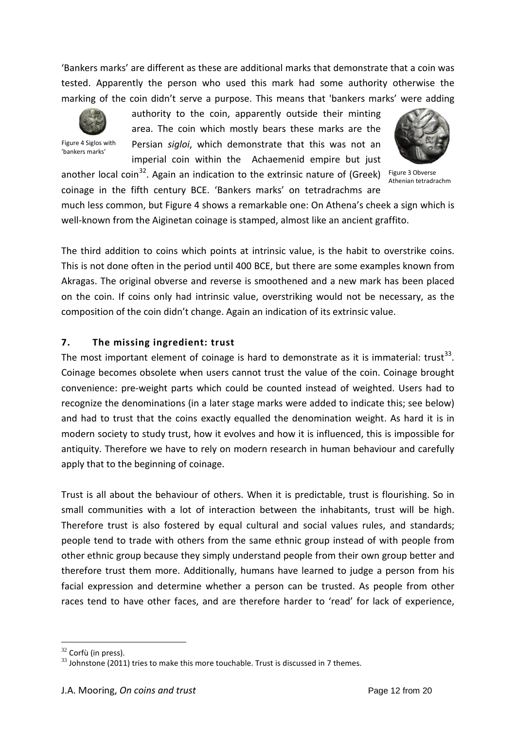'Bankers marks' are different as these are additional marks that demonstrate that a coin was tested. Apparently the person who used this mark had some authority otherwise the marking of the coin didn't serve a purpose. This means that 'bankers marks' were adding authority to the coin, apparently outside their minting area. The coin which mostly bears these marks are the Persian *sigloi*, which demonstrate that this was not an imperial coin within the Achaemenid empire but just another local coin[32]. Again an indication to the extrinsic nature of (Greek) coinage in the fifth century BCE. 'Bankers marks' on tetradrachms are much less common, but Figure 4 shows a remarkable one: On Athena's cheek a sign which is well-known from the Aiginetan coinage is stamped, almost like an ancient graffito.

Figure 4 Siglos with 'bankers marks'

Figure 3 Obverse Athenian tetradrachm

The third addition to coins which points at intrinsic value, is the habit to overstrike coins. This is not done often in the period until 400 BCE, but there are some examples known from Akragas. The original obverse and reverse is smoothened and a new mark has been placed on the coin. If coins only had intrinsic value, overstriking would not be necessary, as the composition of the coin didn't change. Again an indication of its extrinsic value.

## 7. The missing ingredient: trust

The most important element of coinage is hard to demonstrate as it is immaterial: trust[33]. Coinage becomes obsolete when users cannot trust the value of the coin. Coinage brought convenience: pre-weight parts which could be counted instead of weighted. Users had to recognize the denominations (in a later stage marks were added to indicate this; see below) and had to trust that the coins exactly equalled the denomination weight. As hard it is in modern society to study trust, how it evolves and how it is influenced, this is impossible for antiquity. Therefore we have to rely on modern research in human behaviour and carefully apply that to the beginning of coinage.

Trust is all about the behaviour of others. When it is predictable, trust is flourishing. So in small communities with a lot of interaction between the inhabitants, trust will be high. Therefore trust is also fostered by equal cultural and social values rules, and standards; people tend to trade with others from the same ethnic group instead of with people from other ethnic group because they simply understand people from their own group better and therefore trust them more. Additionally, humans have learned to judge a person from his facial expression and determine whether a person can be trusted. As people from other races tend to have other faces, and are therefore harder to 'read' for lack of experience,

---

[32] Corfù (in press).

[33] Johnstone (2011) tries to make this more touchable. Trust is discussed in 7 themes.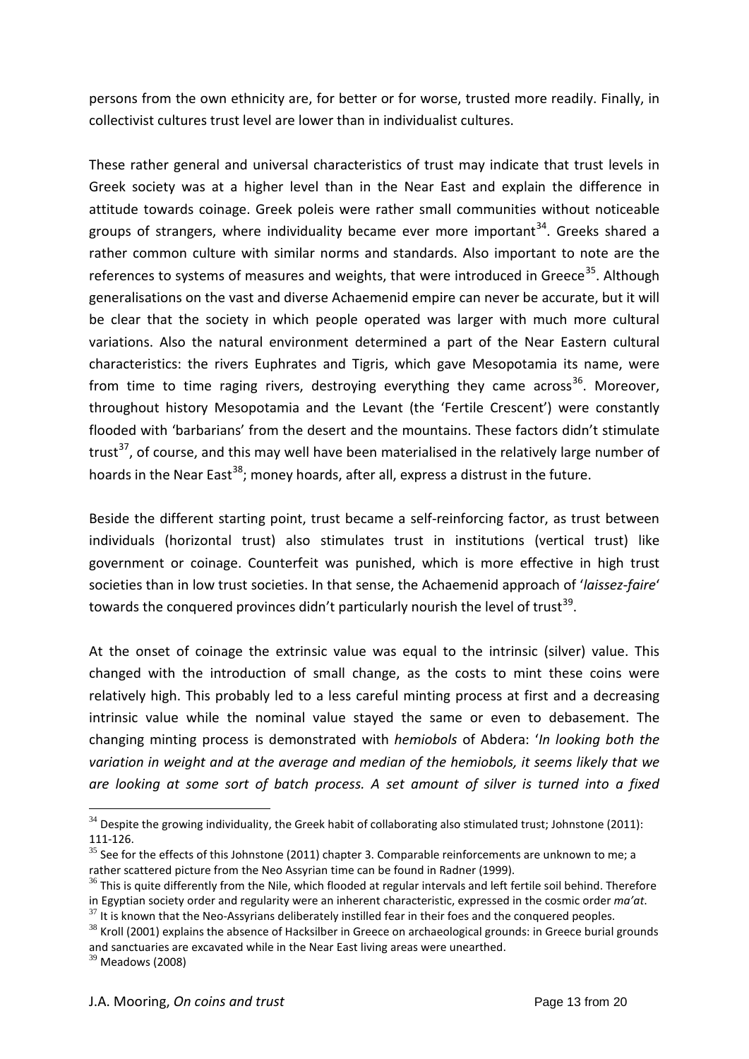persons from the own ethnicity are, for better or for worse, trusted more readily. Finally, in collectivist cultures trust level are lower than in individualist cultures.

These rather general and universal characteristics of trust may indicate that trust levels in Greek society was at a higher level than in the Near East and explain the difference in attitude towards coinage. Greek poleis were rather small communities without noticeable groups of strangers, where individuality became ever more important[34]. Greeks shared a rather common culture with similar norms and standards. Also important to note are the references to systems of measures and weights, that were introduced in Greece[35]. Although generalisations on the vast and diverse Achaemenid empire can never be accurate, but it will be clear that the society in which people operated was larger with much more cultural variations. Also the natural environment determined a part of the Near Eastern cultural characteristics: the rivers Euphrates and Tigris, which gave Mesopotamia its name, were from time to time raging rivers, destroying everything they came across[36]. Moreover, throughout history Mesopotamia and the Levant (the 'Fertile Crescent') were constantly flooded with 'barbarians' from the desert and the mountains. These factors didn't stimulate trust[37], of course, and this may well have been materialised in the relatively large number of hoards in the Near East[38]; money hoards, after all, express a distrust in the future.

Beside the different starting point, trust became a self-reinforcing factor, as trust between individuals (horizontal trust) also stimulates trust in institutions (vertical trust) like government or coinage. Counterfeit was punished, which is more effective in high trust societies than in low trust societies. In that sense, the Achaemenid approach of '*laissez-faire*' towards the conquered provinces didn't particularly nourish the level of trust[39].

At the onset of coinage the extrinsic value was equal to the intrinsic (silver) value. This changed with the introduction of small change, as the costs to mint these coins were relatively high. This probably led to a less careful minting process at first and a decreasing intrinsic value while the nominal value stayed the same or even to debasement. The changing minting process is demonstrated with *hemiobols* of Abdera: '*In looking both the variation in weight and at the average and median of the hemiobols, it seems likely that we are looking at some sort of batch process. A set amount of silver is turned into a fixed*

---

[34] Despite the growing individuality, the Greek habit of collaborating also stimulated trust; Johnstone (2011): 111-126.

[35] See for the effects of this Johnstone (2011) chapter 3. Comparable reinforcements are unknown to me; a rather scattered picture from the Neo Assyrian time can be found in Radner (1999).

[36] This is quite differently from the Nile, which flooded at regular intervals and left fertile soil behind. Therefore in Egyptian society order and regularity were an inherent characteristic, expressed in the cosmic order *ma'at*.

[37] It is known that the Neo-Assyrians deliberately instilled fear in their foes and the conquered peoples.

[38] Kroll (2001) explains the absence of Hacksilber in Greece on archaeological grounds: in Greece burial grounds and sanctuaries are excavated while in the Near East living areas were unearthed.

[39] Meadows (2008)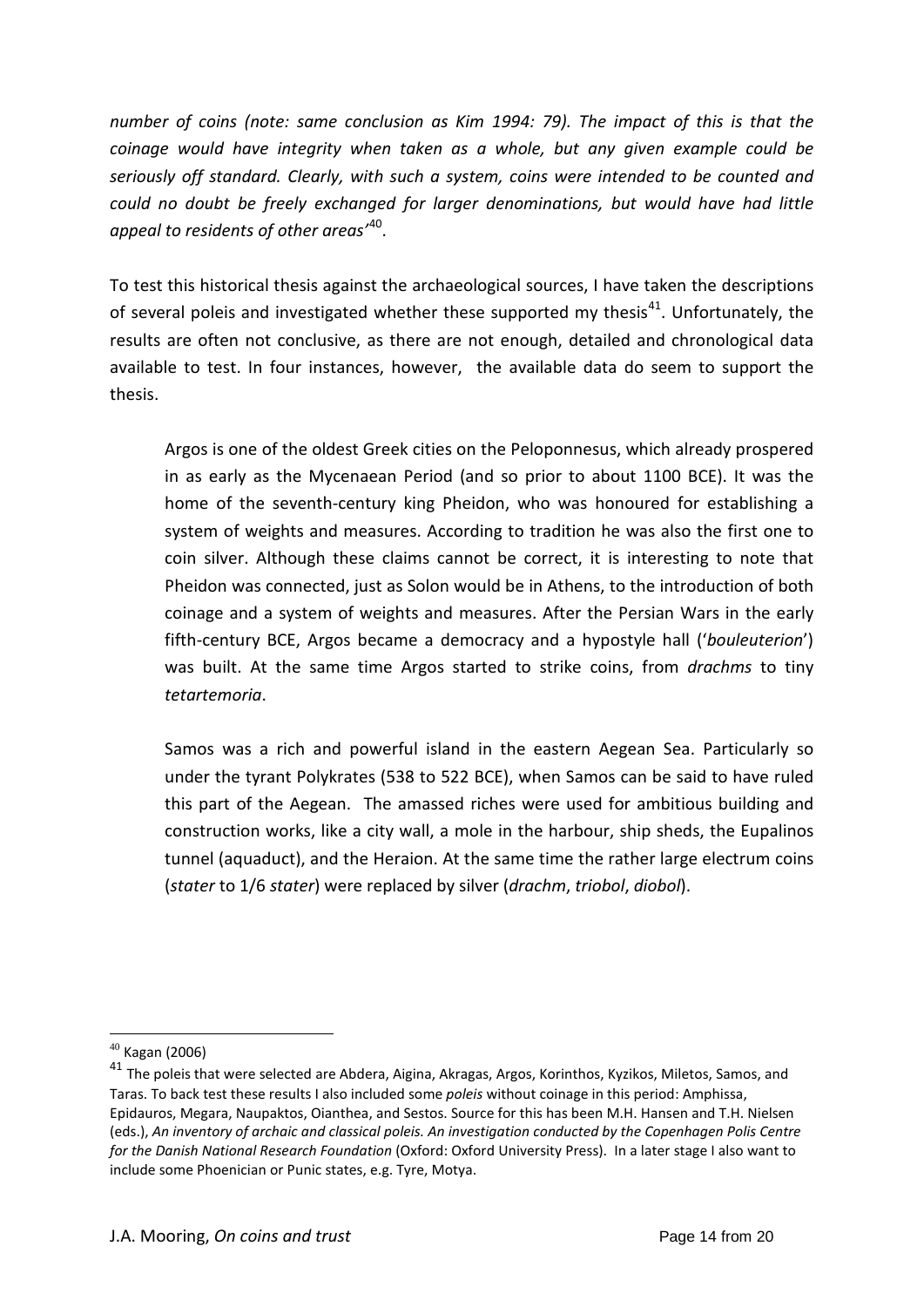*number of coins (note: same conclusion as Kim 1994: 79). The impact of this is that the coinage would have integrity when taken as a whole, but any given example could be seriously off standard. Clearly, with such a system, coins were intended to be counted and could no doubt be freely exchanged for larger denominations, but would have had little appeal to residents of other areas'*[40].

To test this historical thesis against the archaeological sources, I have taken the descriptions of several poleis and investigated whether these supported my thesis[41]. Unfortunately, the results are often not conclusive, as there are not enough, detailed and chronological data available to test. In four instances, however, the available data do seem to support the thesis.

> Argos is one of the oldest Greek cities on the Peloponnesus, which already prospered in as early as the Mycenaean Period (and so prior to about 1100 BCE). It was the home of the seventh-century king Pheidon, who was honoured for establishing a system of weights and measures. According to tradition he was also the first one to coin silver. Although these claims cannot be correct, it is interesting to note that Pheidon was connected, just as Solon would be in Athens, to the introduction of both coinage and a system of weights and measures. After the Persian Wars in the early fifth-century BCE, Argos became a democracy and a hypostyle hall ('*bouleuterion*') was built. At the same time Argos started to strike coins, from *drachms* to tiny *tetartemoria*.
>
> Samos was a rich and powerful island in the eastern Aegean Sea. Particularly so under the tyrant Polykrates (538 to 522 BCE), when Samos can be said to have ruled this part of the Aegean. The amassed riches were used for ambitious building and construction works, like a city wall, a mole in the harbour, ship sheds, the Eupalinos tunnel (aquaduct), and the Heraion. At the same time the rather large electrum coins (*stater* to 1/6 *stater*) were replaced by silver (*drachm*, *triobol*, *diobol*).

---

[40] Kagan (2006)

[41] The poleis that were selected are Abdera, Aigina, Akragas, Argos, Korinthos, Kyzikos, Miletos, Samos, and Taras. To back test these results I also included some *poleis* without coinage in this period: Amphissa, Epidauros, Megara, Naupaktos, Oianthea, and Sestos. Source for this has been M.H. Hansen and T.H. Nielsen (eds.), *An inventory of archaic and classical poleis. An investigation conducted by the Copenhagen Polis Centre for the Danish National Research Foundation* (Oxford: Oxford University Press). In a later stage I also want to include some Phoenician or Punic states, e.g. Tyre, Motya.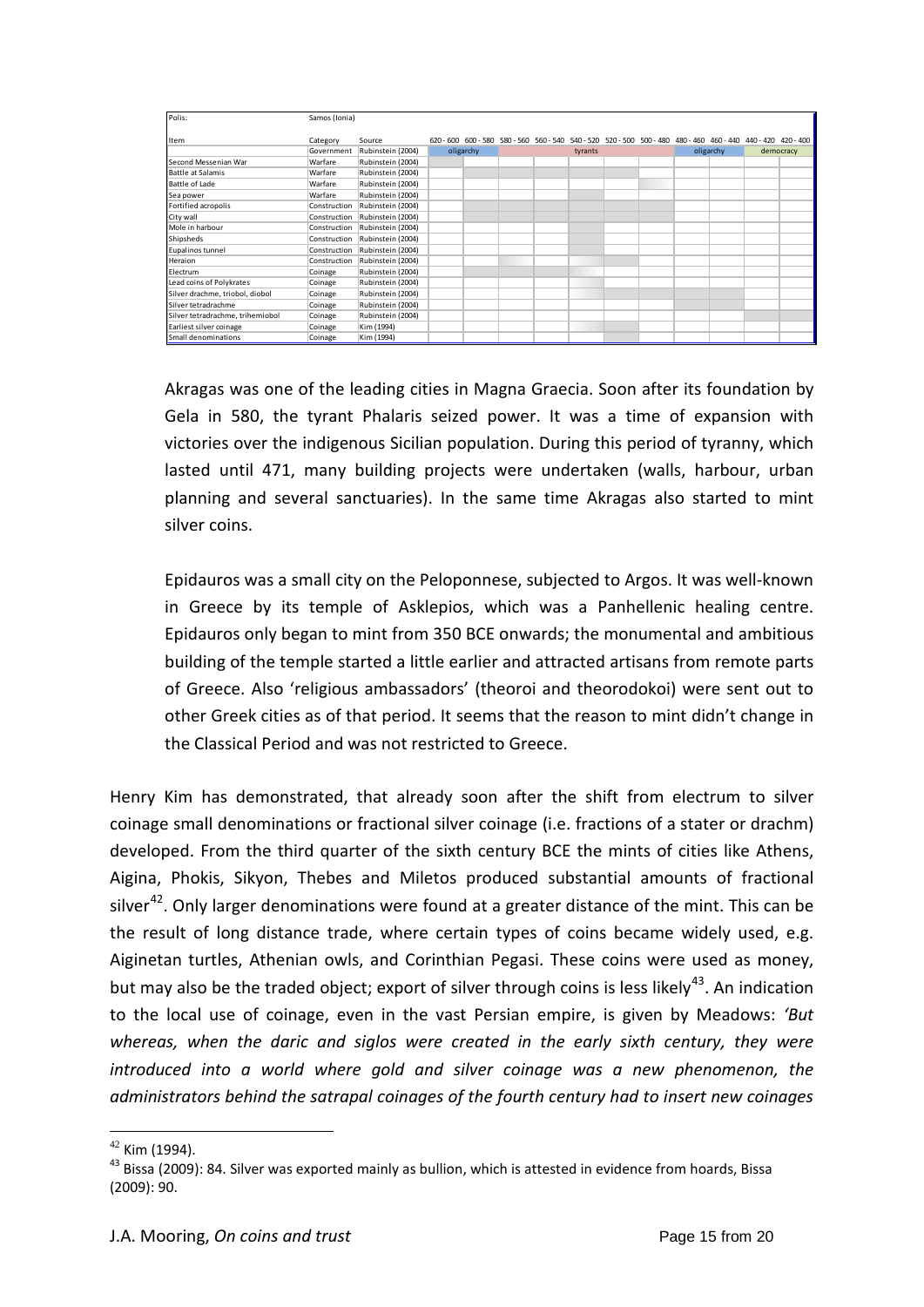| Polis: | Samos (Ionia) | | | | | | | | | | | | |
|---|---|---|---|---|---|---|---|---|---|---|---|---|---|
| Item | Category | Source | 620 - 600 | 600 - 580 | 580 - 560 | 560 - 540 | 540 - 520 | 520 - 500 | 500 - 480 | 480 - 460 | 460 - 440 | 440 - 420 | 420 - 400 |
| | Government | Rubinstein (2004) | oligarchy | | tyrants | | | | | oligarchy | | democracy | |
| Second Messenian War | Warfare | Rubinstein (2004) | | | | | | | | | | | |
| Battle at Salamis | Warfare | Rubinstein (2004) | | | | | | | | | | | |
| Battle of Lade | Warfare | Rubinstein (2004) | | | | | | | | | | | |
| Sea power | Warfare | Rubinstein (2004) | | | | | | | | | | | |
| Fortified acropolis | Construction | Rubinstein (2004) | | | | | | | | | | | |
| City wall | Construction | Rubinstein (2004) | | | | | | | | | | | |
| Mole in harbour | Construction | Rubinstein (2004) | | | | | | | | | | | |
| Shipsheds | Construction | Rubinstein (2004) | | | | | | | | | | | |
| Eupalinos tunnel | Construction | Rubinstein (2004) | | | | | | | | | | | |
| Heraion | Construction | Rubinstein (2004) | | | | | | | | | | | |
| Electrum | Coinage | Rubinstein (2004) | | | | | | | | | | | |
| Lead coins of Polykrates | Coinage | Rubinstein (2004) | | | | | | | | | | | |
| Silver drachme, triobol, diobol | Coinage | Rubinstein (2004) | | | | | | | | | | | |
| Silver tetradrachme | Coinage | Rubinstein (2004) | | | | | | | | | | | |
| Silver tetradrachme, trihemiobol | Coinage | Rubinstein (2004) | | | | | | | | | | | |
| Earliest silver coinage | Coinage | Kim (1994) | | | | | | | | | | | |
| Small denominations | Coinage | Kim (1994) | | | | | | | | | | | |

Akragas was one of the leading cities in Magna Graecia. Soon after its foundation by Gela in 580, the tyrant Phalaris seized power. It was a time of expansion with victories over the indigenous Sicilian population. During this period of tyranny, which lasted until 471, many building projects were undertaken (walls, harbour, urban planning and several sanctuaries). In the same time Akragas also started to mint silver coins.

Epidauros was a small city on the Peloponnese, subjected to Argos. It was well-known in Greece by its temple of Asklepios, which was a Panhellenic healing centre. Epidauros only began to mint from 350 BCE onwards; the monumental and ambitious building of the temple started a little earlier and attracted artisans from remote parts of Greece. Also 'religious ambassadors' (theoroi and theorodokoi) were sent out to other Greek cities as of that period. It seems that the reason to mint didn't change in the Classical Period and was not restricted to Greece.

Henry Kim has demonstrated, that already soon after the shift from electrum to silver coinage small denominations or fractional silver coinage (i.e. fractions of a stater or drachm) developed. From the third quarter of the sixth century BCE the mints of cities like Athens, Aigina, Phokis, Sikyon, Thebes and Miletos produced substantial amounts of fractional silver[42]. Only larger denominations were found at a greater distance of the mint. This can be the result of long distance trade, where certain types of coins became widely used, e.g. Aiginetan turtles, Athenian owls, and Corinthian Pegasi. These coins were used as money, but may also be the traded object; export of silver through coins is less likely[43]. An indication to the local use of coinage, even in the vast Persian empire, is given by Meadows: *'But whereas, when the daric and siglos were created in the early sixth century, they were introduced into a world where gold and silver coinage was a new phenomenon, the administrators behind the satrapal coinages of the fourth century had to insert new coinages*

---

[42] Kim (1994).

[43] Bissa (2009): 84. Silver was exported mainly as bullion, which is attested in evidence from hoards, Bissa (2009): 90.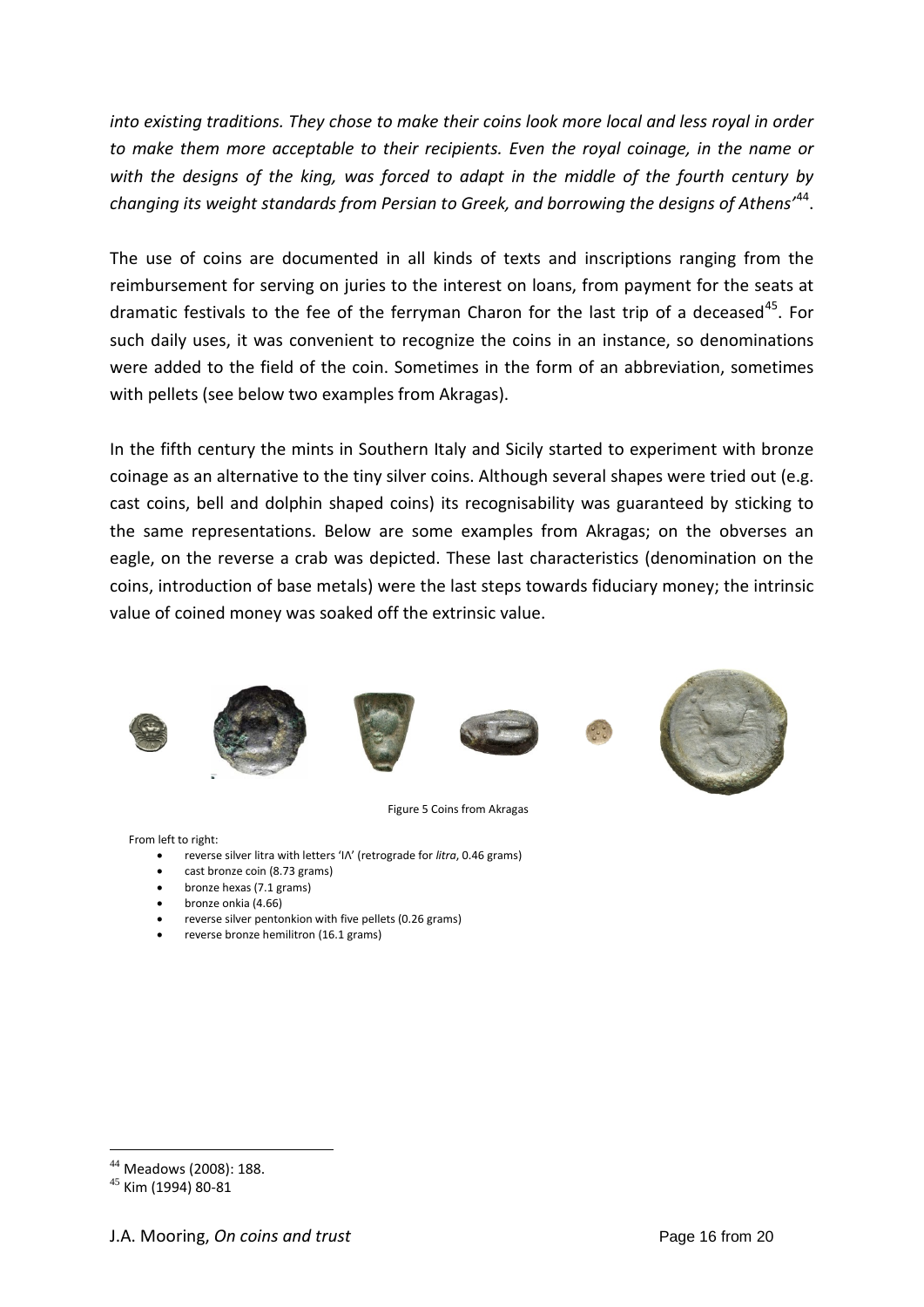*into existing traditions. They chose to make their coins look more local and less royal in order to make them more acceptable to their recipients. Even the royal coinage, in the name or with the designs of the king, was forced to adapt in the middle of the fourth century by changing its weight standards from Persian to Greek, and borrowing the designs of Athens'*[44].

The use of coins are documented in all kinds of texts and inscriptions ranging from the reimbursement for serving on juries to the interest on loans, from payment for the seats at dramatic festivals to the fee of the ferryman Charon for the last trip of a deceased[45]. For such daily uses, it was convenient to recognize the coins in an instance, so denominations were added to the field of the coin. Sometimes in the form of an abbreviation, sometimes with pellets (see below two examples from Akragas).

In the fifth century the mints in Southern Italy and Sicily started to experiment with bronze coinage as an alternative to the tiny silver coins. Although several shapes were tried out (e.g. cast coins, bell and dolphin shaped coins) its recognisability was guaranteed by sticking to the same representations. Below are some examples from Akragas; on the obverses an eagle, on the reverse a crab was depicted. These last characteristics (denomination on the coins, introduction of base metals) were the last steps towards fiduciary money; the intrinsic value of coined money was soaked off the extrinsic value.

Figure 5 Coins from Akragas

From left to right:

- reverse silver litra with letters 'IΛ' (retrograde for *litra*, 0.46 grams)
- cast bronze coin (8.73 grams)
- bronze hexas (7.1 grams)
- bronze onkia (4.66)
- reverse silver pentonkion with five pellets (0.26 grams)
- reverse bronze hemilitron (16.1 grams)

[44] Meadows (2008): 188.
[45] Kim (1994) 80-81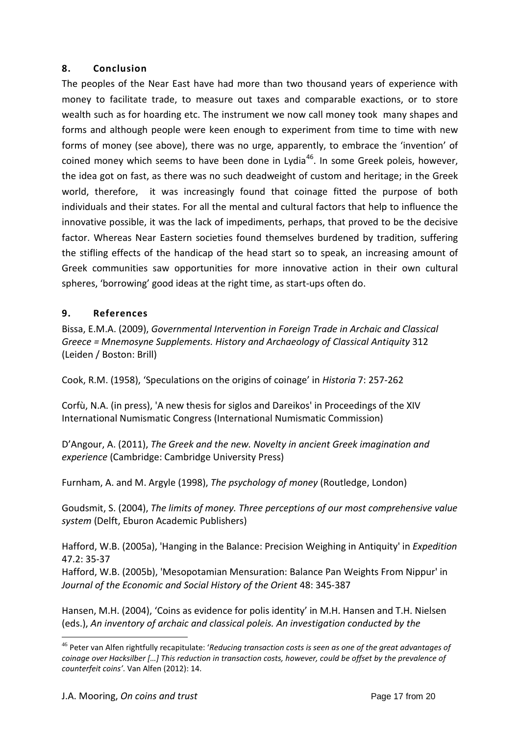## 8. Conclusion

The peoples of the Near East have had more than two thousand years of experience with money to facilitate trade, to measure out taxes and comparable exactions, or to store wealth such as for hoarding etc. The instrument we now call money took many shapes and forms and although people were keen enough to experiment from time to time with new forms of money (see above), there was no urge, apparently, to embrace the 'invention' of coined money which seems to have been done in Lydia[46]. In some Greek poleis, however, the idea got on fast, as there was no such deadweight of custom and heritage; in the Greek world, therefore, it was increasingly found that coinage fitted the purpose of both individuals and their states. For all the mental and cultural factors that help to influence the innovative possible, it was the lack of impediments, perhaps, that proved to be the decisive factor. Whereas Near Eastern societies found themselves burdened by tradition, suffering the stifling effects of the handicap of the head start so to speak, an increasing amount of Greek communities saw opportunities for more innovative action in their own cultural spheres, 'borrowing' good ideas at the right time, as start-ups often do.

## 9. References

Bissa, E.M.A. (2009), *Governmental Intervention in Foreign Trade in Archaic and Classical Greece = Mnemosyne Supplements. History and Archaeology of Classical Antiquity* 312 (Leiden / Boston: Brill)

Cook, R.M. (1958), 'Speculations on the origins of coinage' in *Historia* 7: 257-262

Corfù, N.A. (in press), 'A new thesis for siglos and Dareikos' in Proceedings of the XIV International Numismatic Congress (International Numismatic Commission)

D'Angour, A. (2011), *The Greek and the new. Novelty in ancient Greek imagination and experience* (Cambridge: Cambridge University Press)

Furnham, A. and M. Argyle (1998), *The psychology of money* (Routledge, London)

Goudsmit, S. (2004), *The limits of money. Three perceptions of our most comprehensive value system* (Delft, Eburon Academic Publishers)

Hafford, W.B. (2005a), 'Hanging in the Balance: Precision Weighing in Antiquity' in *Expedition* 47.2: 35-37

Hafford, W.B. (2005b), 'Mesopotamian Mensuration: Balance Pan Weights From Nippur' in *Journal of the Economic and Social History of the Orient* 48: 345-387

Hansen, M.H. (2004), 'Coins as evidence for polis identity' in M.H. Hansen and T.H. Nielsen (eds.), *An inventory of archaic and classical poleis. An investigation conducted by the*

---

[46] Peter van Alfen rightfully recapitulate: '*Reducing transaction costs is seen as one of the great advantages of coinage over Hacksilber […] This reduction in transaction costs, however, could be offset by the prevalence of counterfeit coins'*. Van Alfen (2012): 14.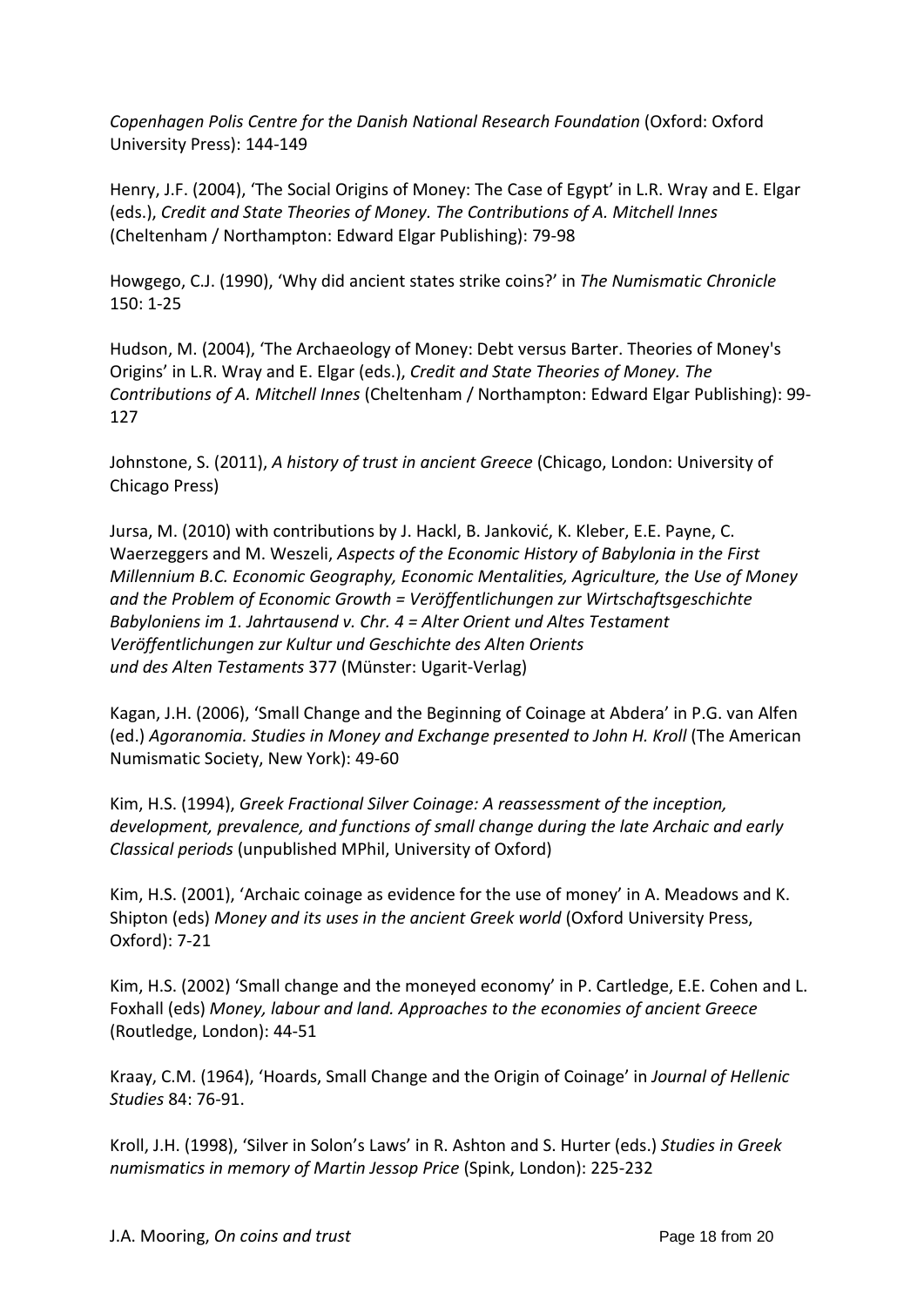*Copenhagen Polis Centre for the Danish National Research Foundation* (Oxford: Oxford University Press): 144-149

Henry, J.F. (2004), 'The Social Origins of Money: The Case of Egypt' in L.R. Wray and E. Elgar (eds.), *Credit and State Theories of Money. The Contributions of A. Mitchell Innes* (Cheltenham / Northampton: Edward Elgar Publishing): 79-98

Howgego, C.J. (1990), 'Why did ancient states strike coins?' in *The Numismatic Chronicle* 150: 1-25

Hudson, M. (2004), 'The Archaeology of Money: Debt versus Barter. Theories of Money's Origins' in L.R. Wray and E. Elgar (eds.), *Credit and State Theories of Money. The Contributions of A. Mitchell Innes* (Cheltenham / Northampton: Edward Elgar Publishing): 99-127

Johnstone, S. (2011), *A history of trust in ancient Greece* (Chicago, London: University of Chicago Press)

Jursa, M. (2010) with contributions by J. Hackl, B. Janković, K. Kleber, E.E. Payne, C. Waerzeggers and M. Weszeli, *Aspects of the Economic History of Babylonia in the First Millennium B.C. Economic Geography, Economic Mentalities, Agriculture, the Use of Money and the Problem of Economic Growth = Veröffentlichungen zur Wirtschaftsgeschichte Babyloniens im 1. Jahrtausend v. Chr. 4 = Alter Orient und Altes Testament Veröffentlichungen zur Kultur und Geschichte des Alten Orients und des Alten Testaments* 377 (Münster: Ugarit-Verlag)

Kagan, J.H. (2006), 'Small Change and the Beginning of Coinage at Abdera' in P.G. van Alfen (ed.) *Agoranomia. Studies in Money and Exchange presented to John H. Kroll* (The American Numismatic Society, New York): 49-60

Kim, H.S. (1994), *Greek Fractional Silver Coinage: A reassessment of the inception, development, prevalence, and functions of small change during the late Archaic and early Classical periods* (unpublished MPhil, University of Oxford)

Kim, H.S. (2001), 'Archaic coinage as evidence for the use of money' in A. Meadows and K. Shipton (eds) *Money and its uses in the ancient Greek world* (Oxford University Press, Oxford): 7-21

Kim, H.S. (2002) 'Small change and the moneyed economy' in P. Cartledge, E.E. Cohen and L. Foxhall (eds) *Money, labour and land. Approaches to the economies of ancient Greece* (Routledge, London): 44-51

Kraay, C.M. (1964), 'Hoards, Small Change and the Origin of Coinage' in *Journal of Hellenic Studies* 84: 76-91.

Kroll, J.H. (1998), 'Silver in Solon's Laws' in R. Ashton and S. Hurter (eds.) *Studies in Greek numismatics in memory of Martin Jessop Price* (Spink, London): 225-232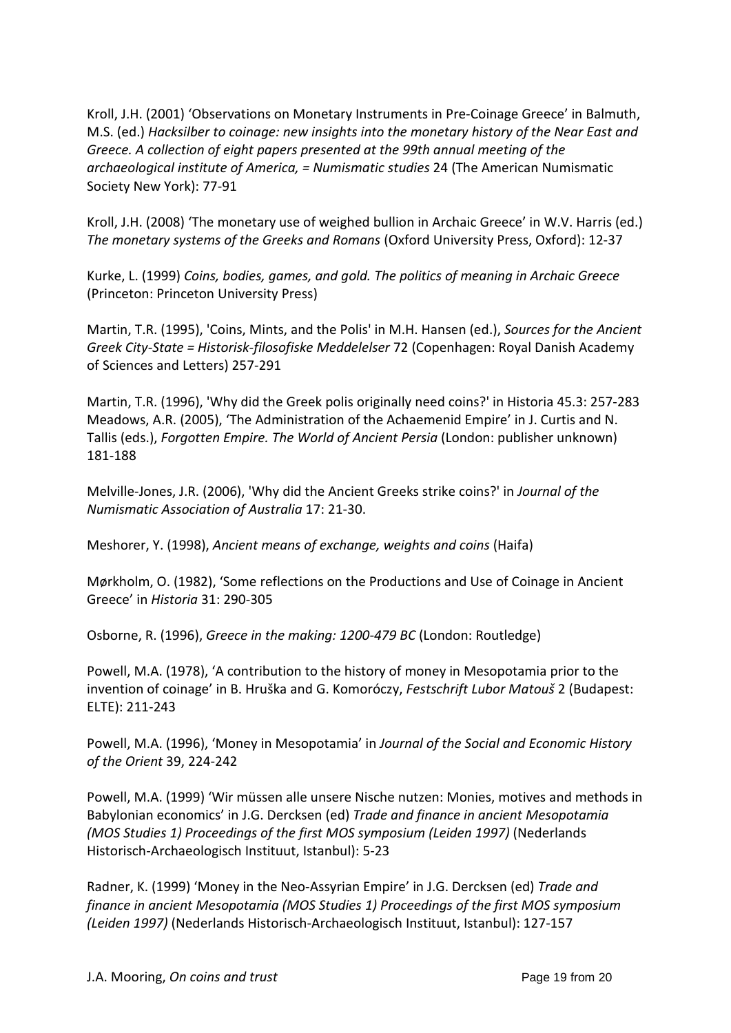Kroll, J.H. (2001) 'Observations on Monetary Instruments in Pre-Coinage Greece' in Balmuth, M.S. (ed.) *Hacksilber to coinage: new insights into the monetary history of the Near East and Greece. A collection of eight papers presented at the 99th annual meeting of the archaeological institute of America, = Numismatic studies* 24 (The American Numismatic Society New York): 77-91

Kroll, J.H. (2008) 'The monetary use of weighed bullion in Archaic Greece' in W.V. Harris (ed.) *The monetary systems of the Greeks and Romans* (Oxford University Press, Oxford): 12-37

Kurke, L. (1999) *Coins, bodies, games, and gold. The politics of meaning in Archaic Greece* (Princeton: Princeton University Press)

Martin, T.R. (1995), 'Coins, Mints, and the Polis' in M.H. Hansen (ed.), *Sources for the Ancient Greek City-State = Historisk-filosofiske Meddelelser* 72 (Copenhagen: Royal Danish Academy of Sciences and Letters) 257-291

Martin, T.R. (1996), 'Why did the Greek polis originally need coins?' in Historia 45.3: 257-283
Meadows, A.R. (2005), 'The Administration of the Achaemenid Empire' in J. Curtis and N. Tallis (eds.), *Forgotten Empire. The World of Ancient Persia* (London: publisher unknown) 181-188

Melville-Jones, J.R. (2006), 'Why did the Ancient Greeks strike coins?' in *Journal of the Numismatic Association of Australia* 17: 21-30.

Meshorer, Y. (1998), *Ancient means of exchange, weights and coins* (Haifa)

Mørkholm, O. (1982), 'Some reflections on the Productions and Use of Coinage in Ancient Greece' in *Historia* 31: 290-305

Osborne, R. (1996), *Greece in the making: 1200-479 BC* (London: Routledge)

Powell, M.A. (1978), 'A contribution to the history of money in Mesopotamia prior to the invention of coinage' in B. Hruška and G. Komoróczy, *Festschrift Lubor Matouš* 2 (Budapest: ELTE): 211-243

Powell, M.A. (1996), 'Money in Mesopotamia' in *Journal of the Social and Economic History of the Orient* 39, 224-242

Powell, M.A. (1999) 'Wir müssen alle unsere Nische nutzen: Monies, motives and methods in Babylonian economics' in J.G. Dercksen (ed) *Trade and finance in ancient Mesopotamia (MOS Studies 1) Proceedings of the first MOS symposium (Leiden 1997)* (Nederlands Historisch-Archaeologisch Instituut, Istanbul): 5-23

Radner, K. (1999) 'Money in the Neo-Assyrian Empire' in J.G. Dercksen (ed) *Trade and finance in ancient Mesopotamia (MOS Studies 1) Proceedings of the first MOS symposium (Leiden 1997)* (Nederlands Historisch-Archaeologisch Instituut, Istanbul): 127-157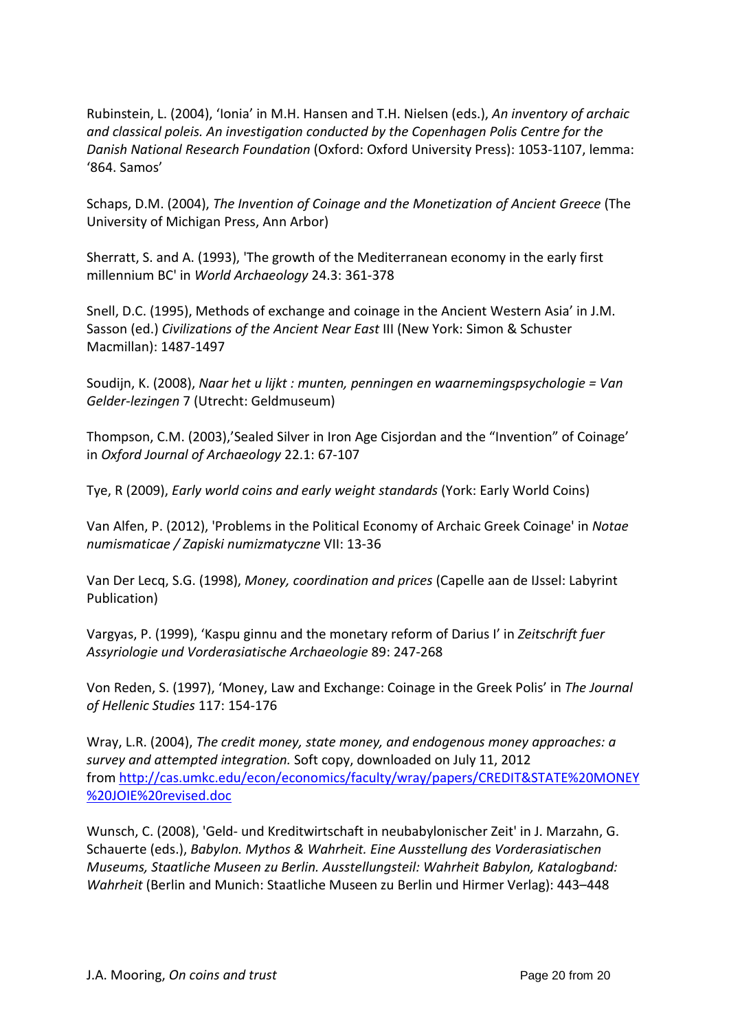Rubinstein, L. (2004), 'Ionia' in M.H. Hansen and T.H. Nielsen (eds.), *An inventory of archaic and classical poleis. An investigation conducted by the Copenhagen Polis Centre for the Danish National Research Foundation* (Oxford: Oxford University Press): 1053-1107, lemma: '864. Samos'

Schaps, D.M. (2004), *The Invention of Coinage and the Monetization of Ancient Greece* (The University of Michigan Press, Ann Arbor)

Sherratt, S. and A. (1993), 'The growth of the Mediterranean economy in the early first millennium BC' in *World Archaeology* 24.3: 361-378

Snell, D.C. (1995), Methods of exchange and coinage in the Ancient Western Asia' in J.M. Sasson (ed.) *Civilizations of the Ancient Near East* III (New York: Simon & Schuster Macmillan): 1487-1497

Soudijn, K. (2008), *Naar het u lijkt : munten, penningen en waarnemingspsychologie = Van Gelder-lezingen* 7 (Utrecht: Geldmuseum)

Thompson, C.M. (2003),'Sealed Silver in Iron Age Cisjordan and the "Invention" of Coinage' in *Oxford Journal of Archaeology* 22.1: 67-107

Tye, R (2009), *Early world coins and early weight standards* (York: Early World Coins)

Van Alfen, P. (2012), 'Problems in the Political Economy of Archaic Greek Coinage' in *Notae numismaticae / Zapiski numizmatyczne* VII: 13-36

Van Der Lecq, S.G. (1998), *Money, coordination and prices* (Capelle aan de IJssel: Labyrint Publication)

Vargyas, P. (1999), 'Kaspu ginnu and the monetary reform of Darius I' in *Zeitschrift fuer Assyriologie und Vorderasiatische Archaeologie* 89: 247-268

Von Reden, S. (1997), 'Money, Law and Exchange: Coinage in the Greek Polis' in *The Journal of Hellenic Studies* 117: 154-176

Wray, L.R. (2004), *The credit money, state money, and endogenous money approaches: a survey and attempted integration.* Soft copy, downloaded on July 11, 2012 from http://cas.umkc.edu/econ/economics/faculty/wray/papers/CREDIT&STATE%20MONEY%20JOIE%20revised.doc

Wunsch, C. (2008), 'Geld- und Kreditwirtschaft in neubabylonischer Zeit' in J. Marzahn, G. Schauerte (eds.), *Babylon. Mythos & Wahrheit. Eine Ausstellung des Vorderasiatischen Museums, Staatliche Museen zu Berlin. Ausstellungsteil: Wahrheit Babylon, Katalogband: Wahrheit* (Berlin and Munich: Staatliche Museen zu Berlin und Hirmer Verlag): 443–448